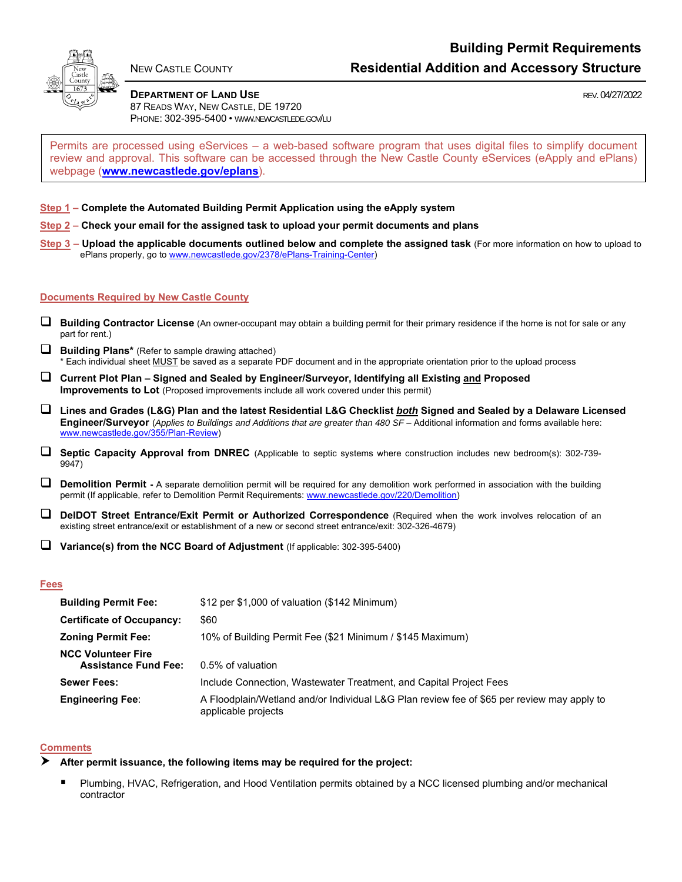NEW CASTLE COUNTY

# Building Permit Requirements
# Residential Addition and Accessory Structure

**DEPARTMENT OF LAND USE**
87 READS WAY, NEW CASTLE, DE 19720
PHONE: 302-395-5400 • WWW.NEWCASTLEDE.GOV/LU

REV. 04/27/2022

Permits are processed using eServices – a web-based software program that uses digital files to simplify document review and approval. This software can be accessed through the New Castle County eServices (eApply and ePlans) webpage (**www.newcastlede.gov/eplans**).

**Step 1 – Complete the Automated Building Permit Application using the eApply system**

**Step 2 – Check your email for the assigned task to upload your permit documents and plans**

**Step 3 – Upload the applicable documents outlined below and complete the assigned task** (For more information on how to upload to ePlans properly, go to www.newcastlede.gov/2378/ePlans-Training-Center)

## Documents Required by New Castle County

- [ ] **Building Contractor License** (An owner-occupant may obtain a building permit for their primary residence if the home is not for sale or any part for rent.)
- [ ] **Building Plans*** (Refer to sample drawing attached)
  * Each individual sheet MUST be saved as a separate PDF document and in the appropriate orientation prior to the upload process
- [ ] **Current Plot Plan – Signed and Sealed by Engineer/Surveyor, Identifying all Existing and Proposed Improvements to Lot** (Proposed improvements include all work covered under this permit)
- [ ] **Lines and Grades (L&G) Plan and the latest Residential L&G Checklist *both* Signed and Sealed by a Delaware Licensed Engineer/Surveyor** (*Applies to Buildings and Additions that are greater than 480 SF* – Additional information and forms available here: www.newcastlede.gov/355/Plan-Review)
- [ ] **Septic Capacity Approval from DNREC** (Applicable to septic systems where construction includes new bedroom(s): 302-739-9947)
- [ ] **Demolition Permit -** A separate demolition permit will be required for any demolition work performed in association with the building permit (If applicable, refer to Demolition Permit Requirements: www.newcastlede.gov/220/Demolition)
- [ ] **DelDOT Street Entrance/Exit Permit or Authorized Correspondence** (Required when the work involves relocation of an existing street entrance/exit or establishment of a new or second street entrance/exit: 302-326-4679)
- [ ] **Variance(s) from the NCC Board of Adjustment** (If applicable: 302-395-5400)

## Fees

| | |
|---|---|
| **Building Permit Fee:** | $12 per $1,000 of valuation ($142 Minimum) |
| **Certificate of Occupancy:** | $60 |
| **Zoning Permit Fee:** | 10% of Building Permit Fee ($21 Minimum / $145 Maximum) |
| **NCC Volunteer Fire Assistance Fund Fee:** | 0.5% of valuation |
| **Sewer Fees:** | Include Connection, Wastewater Treatment, and Capital Project Fees |
| **Engineering Fee:** | A Floodplain/Wetland and/or Individual L&G Plan review fee of $65 per review may apply to applicable projects |

## Comments

➤ **After permit issuance, the following items may be required for the project:**

- Plumbing, HVAC, Refrigeration, and Hood Ventilation permits obtained by a NCC licensed plumbing and/or mechanical contractor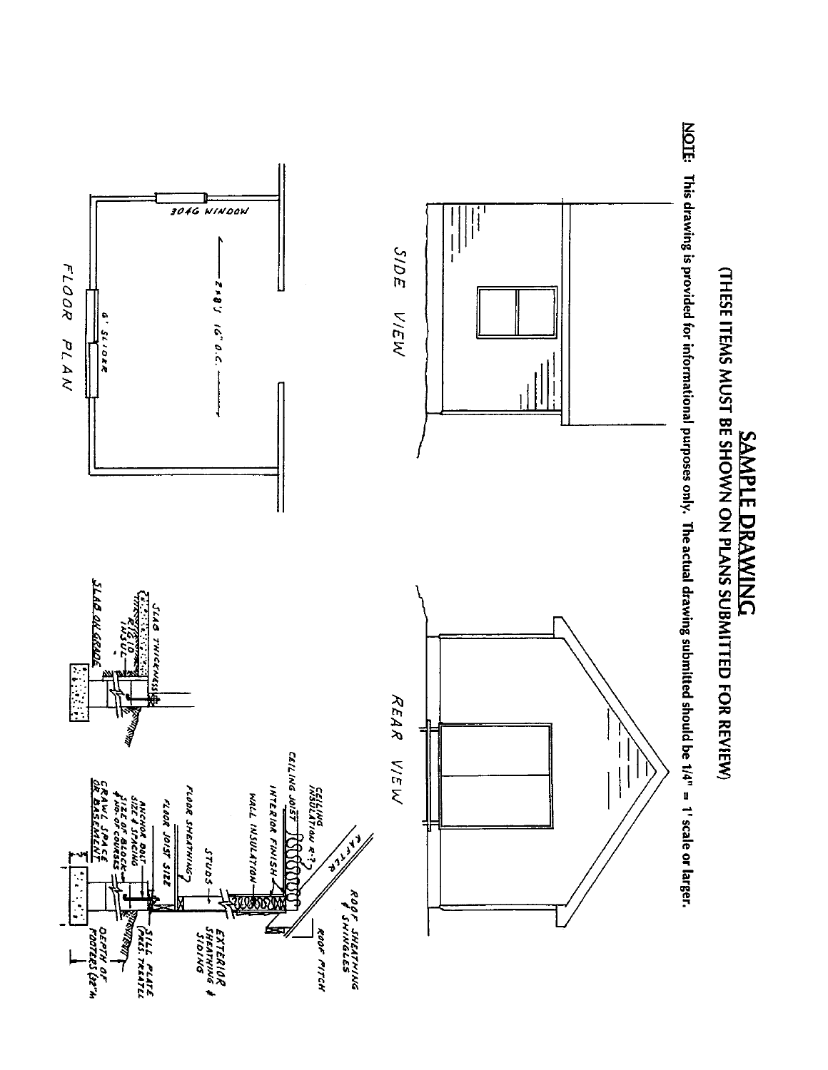# SAMPLE DRAWING

(THESE ITEMS MUST BE SHOWN ON PLANS SUBMITTED FOR REVIEW)

**NOTE:** This drawing is provided for informational purposes only. The actual drawing submitted should be 1/4" = 1' scale or larger.

SIDE VIEW

REAR VIEW

FLOOR PLAN

3046 WINDOW

2x8's 16" O.C.

6' SLIDER

SLAB THICKNESS

RIGID INSUL.

SLAB ON GRADE

CEILING INSULATION R-?

CEILING JOIST

INTERIOR FINISH

WALL INSULATION

RAFTER

ROOF SHEATHING & SHINGLES

ROOF PITCH

STUDS

EXTERIOR SHEATHING & SIDING

FLOOR SHEATHING

FLOOR JOIST SIZE

ANCHOR BOLT SIZE & SPACING

SIZE OF BLOCK & NO. OF COURSES

SILL PLATE (PRES. TREATED)

CRAWL SPACE OR BASEMENT

DEPTH OF FOOTERS (32"M